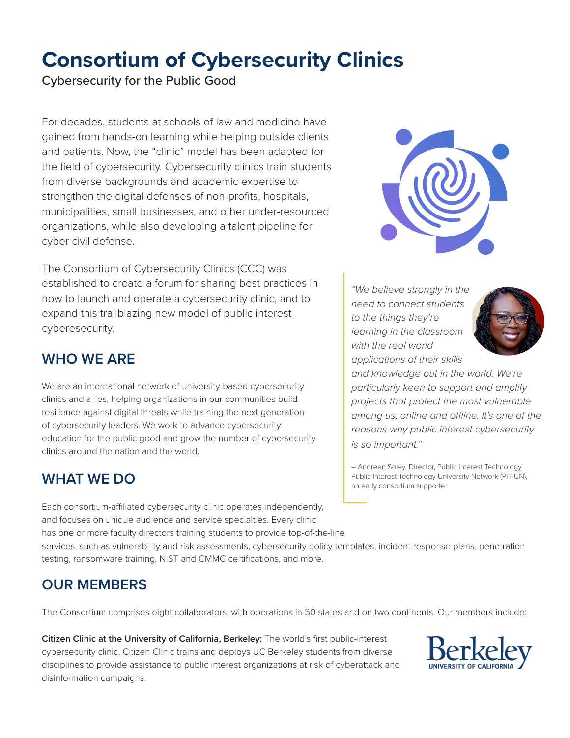# Consortium of Cybersecurity Clinics

Cybersecurity for the Public Good

For decades, students at schools of law and medicine have gained from hands-on learning while helping outside clients and patients. Now, the "clinic" model has been adapted for the field of cybersecurity. Cybersecurity clinics train students from diverse backgrounds and academic expertise to strengthen the digital defenses of non-profits, hospitals, municipalities, small businesses, and other under-resourced organizations, while also developing a talent pipeline for cyber civil defense.

The Consortium of Cybersecurity Clinics (CCC) was established to create a forum for sharing best practices in how to launch and operate a cybersecurity clinic, and to expand this trailblazing new model of public interest cyberesecurity.

*"We believe strongly in the need to connect students to the things they're learning in the classroom with the real world applications of their skills and knowledge out in the world. We're particularly keen to support and amplify projects that protect the most vulnerable among us, online and offline. It's one of the reasons why public interest cybersecurity is so important."*

– Andreen Soley, Director, Public Interest Technology, Public Interest Technology University Network (PIT-UN), an early consortium supporter

## WHO WE ARE

We are an international network of university-based cybersecurity clinics and allies, helping organizations in our communities build resilience against digital threats while training the next generation of cybersecurity leaders. We work to advance cybersecurity education for the public good and grow the number of cybersecurity clinics around the nation and the world.

## WHAT WE DO

Each consortium-affiliated cybersecurity clinic operates independently, and focuses on unique audience and service specialties. Every clinic has one or more faculty directors training students to provide top-of-the-line services, such as vulnerability and risk assessments, cybersecurity policy templates, incident response plans, penetration testing, ransomware training, NIST and CMMC certifications, and more.

## OUR MEMBERS

The Consortium comprises eight collaborators, with operations in 50 states and on two continents. Our members include:

**Citizen Clinic at the University of California, Berkeley:** The world's first public-interest cybersecurity clinic, Citizen Clinic trains and deploys UC Berkeley students from diverse disciplines to provide assistance to public interest organizations at risk of cyberattack and disinformation campaigns.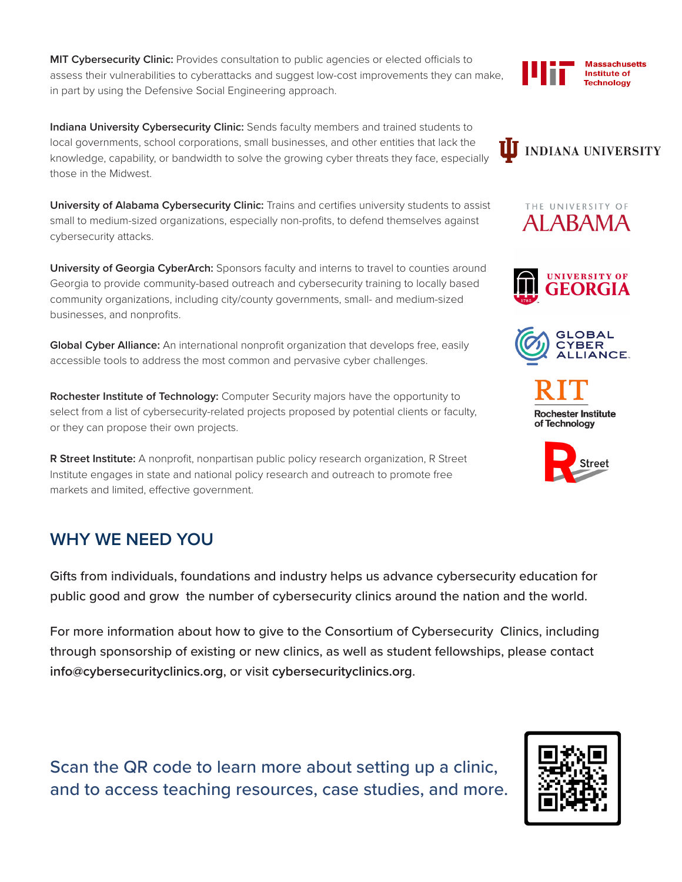**MIT Cybersecurity Clinic:** Provides consultation to public agencies or elected officials to assess their vulnerabilities to cyberattacks and suggest low-cost improvements they can make, in part by using the Defensive Social Engineering approach.

**Indiana University Cybersecurity Clinic:** Sends faculty members and trained students to local governments, school corporations, small businesses, and other entities that lack the knowledge, capability, or bandwidth to solve the growing cyber threats they face, especially those in the Midwest.

**University of Alabama Cybersecurity Clinic:** Trains and certifies university students to assist small to medium-sized organizations, especially non-profits, to defend themselves against cybersecurity attacks.

**University of Georgia CyberArch:** Sponsors faculty and interns to travel to counties around Georgia to provide community-based outreach and cybersecurity training to locally based community organizations, including city/county governments, small- and medium-sized businesses, and nonprofits.

**Global Cyber Alliance:** An international nonprofit organization that develops free, easily accessible tools to address the most common and pervasive cyber challenges.

**Rochester Institute of Technology:** Computer Security majors have the opportunity to select from a list of cybersecurity-related projects proposed by potential clients or faculty, or they can propose their own projects.

**R Street Institute:** A nonprofit, nonpartisan public policy research organization, R Street Institute engages in state and national policy research and outreach to promote free markets and limited, effective government.

## WHY WE NEED YOU

Gifts from individuals, foundations and industry helps us advance cybersecurity education for public good and grow the number of cybersecurity clinics around the nation and the world.

For more information about how to give to the Consortium of Cybersecurity Clinics, including through sponsorship of existing or new clinics, as well as student fellowships, please contact **info@cybersecurityclinics.org**, or visit **cybersecurityclinics.org**.

Scan the QR code to learn more about setting up a clinic, and to access teaching resources, case studies, and more.